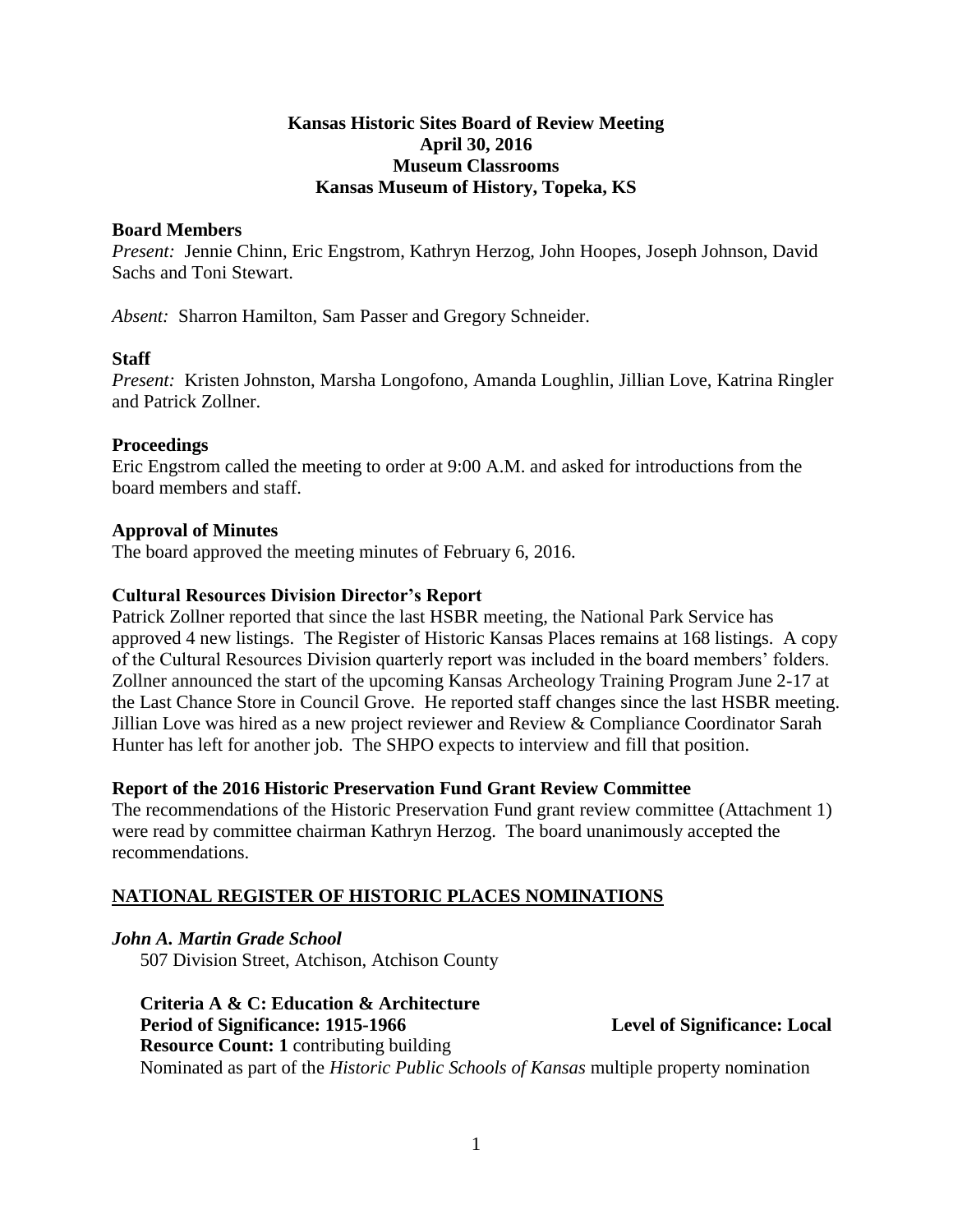# Kansas Historic Sites Board of Review Meeting
## April 30, 2016
## Museum Classrooms
## Kansas Museum of History, Topeka, KS

### Board Members

*Present:* Jennie Chinn, Eric Engstrom, Kathryn Herzog, John Hoopes, Joseph Johnson, David Sachs and Toni Stewart.

*Absent:* Sharron Hamilton, Sam Passer and Gregory Schneider.

### Staff

*Present:* Kristen Johnston, Marsha Longofono, Amanda Loughlin, Jillian Love, Katrina Ringler and Patrick Zollner.

### Proceedings

Eric Engstrom called the meeting to order at 9:00 A.M. and asked for introductions from the board members and staff.

### Approval of Minutes

The board approved the meeting minutes of February 6, 2016.

### Cultural Resources Division Director's Report

Patrick Zollner reported that since the last HSBR meeting, the National Park Service has approved 4 new listings. The Register of Historic Kansas Places remains at 168 listings. A copy of the Cultural Resources Division quarterly report was included in the board members' folders. Zollner announced the start of the upcoming Kansas Archeology Training Program June 2-17 at the Last Chance Store in Council Grove. He reported staff changes since the last HSBR meeting. Jillian Love was hired as a new project reviewer and Review & Compliance Coordinator Sarah Hunter has left for another job. The SHPO expects to interview and fill that position.

### Report of the 2016 Historic Preservation Fund Grant Review Committee

The recommendations of the Historic Preservation Fund grant review committee (Attachment 1) were read by committee chairman Kathryn Herzog. The board unanimously accepted the recommendations.

## NATIONAL REGISTER OF HISTORIC PLACES NOMINATIONS

***John A. Martin Grade School***

507 Division Street, Atchison, Atchison County

**Criteria A & C: Education & Architecture**

**Period of Significance: 1915-1966** **Level of Significance: Local**

**Resource Count: 1** contributing building

Nominated as part of the *Historic Public Schools of Kansas* multiple property nomination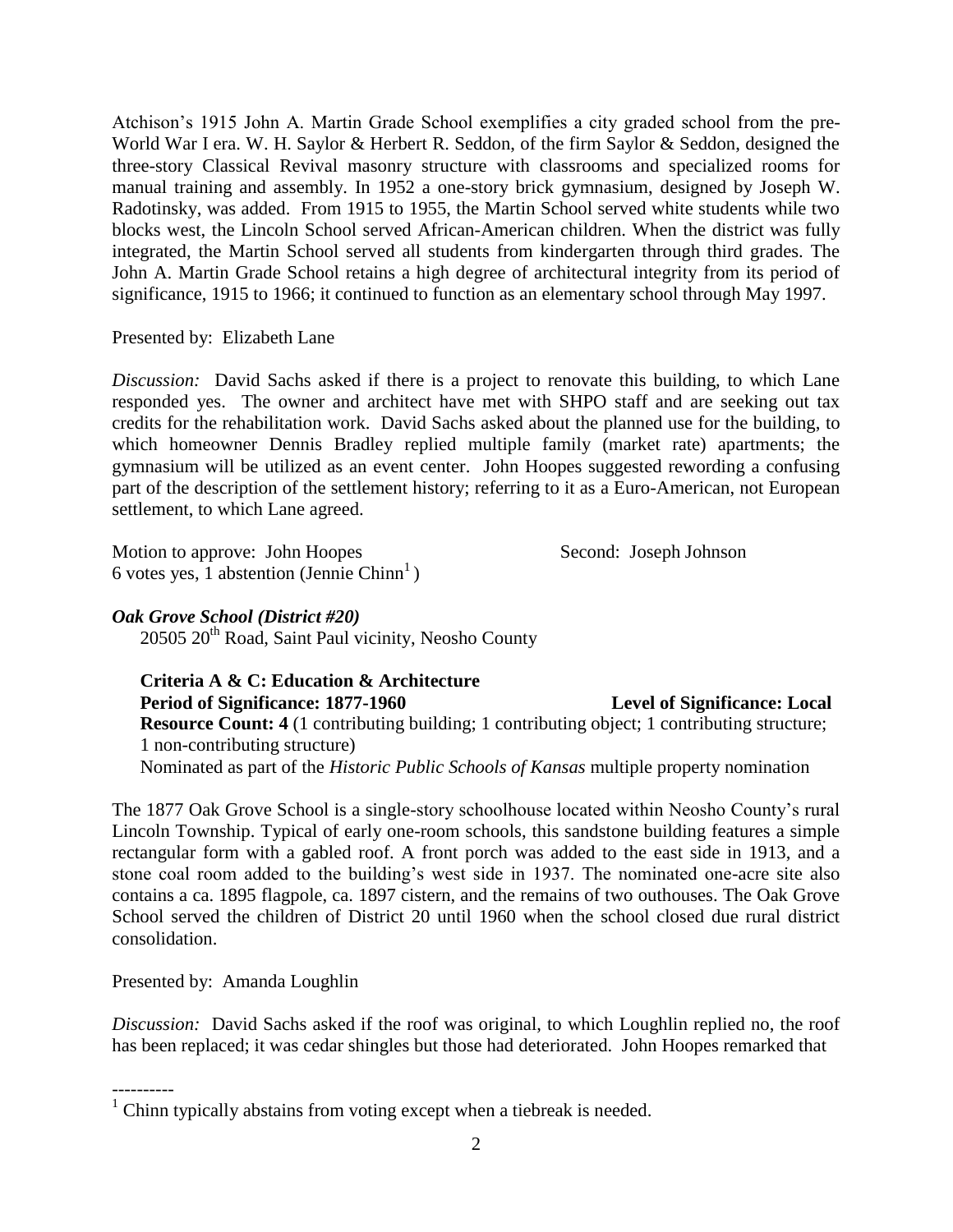Atchison's 1915 John A. Martin Grade School exemplifies a city graded school from the pre-World War I era. W. H. Saylor & Herbert R. Seddon, of the firm Saylor & Seddon, designed the three-story Classical Revival masonry structure with classrooms and specialized rooms for manual training and assembly. In 1952 a one-story brick gymnasium, designed by Joseph W. Radotinsky, was added. From 1915 to 1955, the Martin School served white students while two blocks west, the Lincoln School served African-American children. When the district was fully integrated, the Martin School served all students from kindergarten through third grades. The John A. Martin Grade School retains a high degree of architectural integrity from its period of significance, 1915 to 1966; it continued to function as an elementary school through May 1997.

Presented by: Elizabeth Lane

*Discussion:* David Sachs asked if there is a project to renovate this building, to which Lane responded yes. The owner and architect have met with SHPO staff and are seeking out tax credits for the rehabilitation work. David Sachs asked about the planned use for the building, to which homeowner Dennis Bradley replied multiple family (market rate) apartments; the gymnasium will be utilized as an event center. John Hoopes suggested rewording a confusing part of the description of the settlement history; referring to it as a Euro-American, not European settlement, to which Lane agreed.

Motion to approve: John Hoopes Second: Joseph Johnson
6 votes yes, 1 abstention (Jennie Chinn[1])

***Oak Grove School (District #20)***
20505 20th Road, Saint Paul vicinity, Neosho County

**Criteria A & C: Education & Architecture**
**Period of Significance: 1877-1960** **Level of Significance: Local**
**Resource Count: 4** (1 contributing building; 1 contributing object; 1 contributing structure; 1 non-contributing structure)
Nominated as part of the *Historic Public Schools of Kansas* multiple property nomination

The 1877 Oak Grove School is a single-story schoolhouse located within Neosho County's rural Lincoln Township. Typical of early one-room schools, this sandstone building features a simple rectangular form with a gabled roof. A front porch was added to the east side in 1913, and a stone coal room added to the building's west side in 1937. The nominated one-acre site also contains a ca. 1895 flagpole, ca. 1897 cistern, and the remains of two outhouses. The Oak Grove School served the children of District 20 until 1960 when the school closed due rural district consolidation.

Presented by: Amanda Loughlin

*Discussion:* David Sachs asked if the roof was original, to which Loughlin replied no, the roof has been replaced; it was cedar shingles but those had deteriorated. John Hoopes remarked that

----------

[1] Chinn typically abstains from voting except when a tiebreak is needed.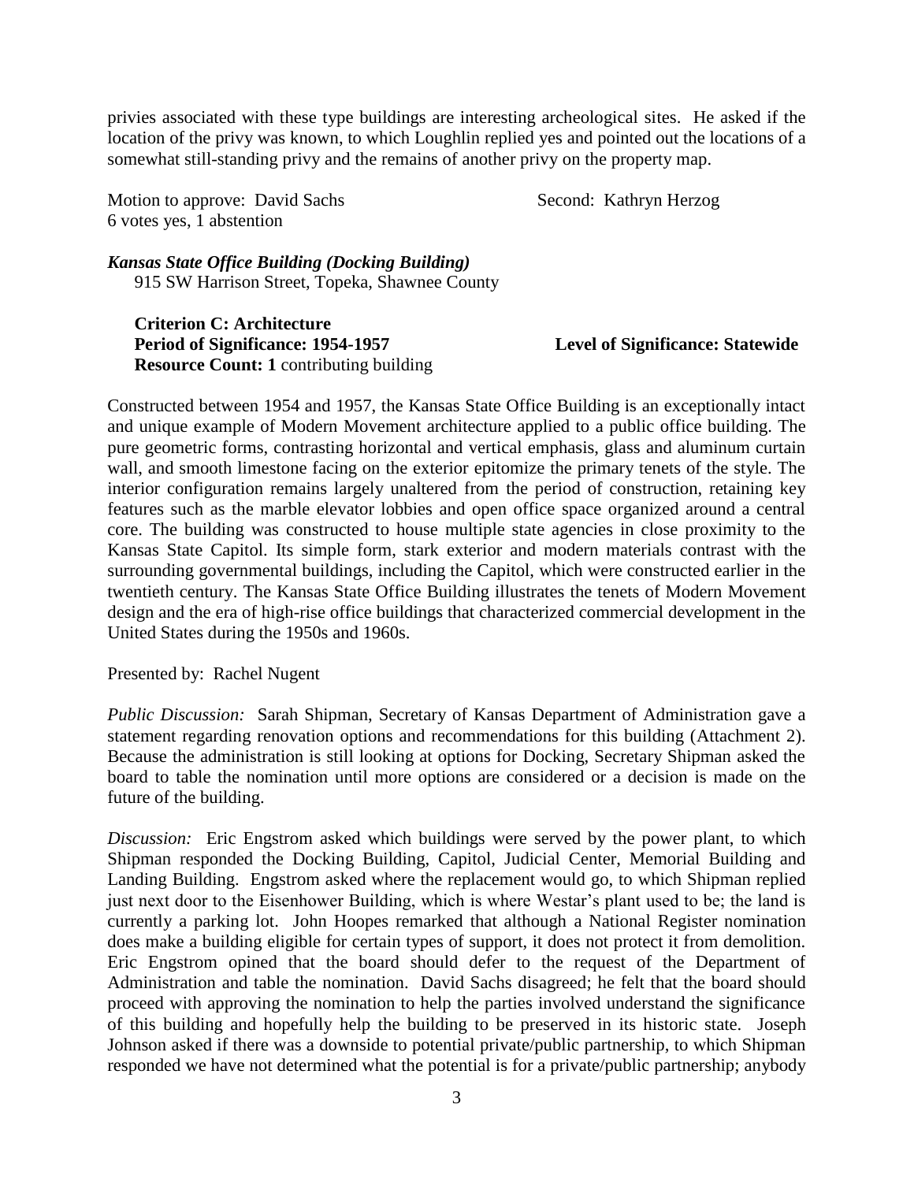privies associated with these type buildings are interesting archeological sites. He asked if the location of the privy was known, to which Loughlin replied yes and pointed out the locations of a somewhat still-standing privy and the remains of another privy on the property map.

Motion to approve: David Sachs Second: Kathryn Herzog
6 votes yes, 1 abstention

***Kansas State Office Building (Docking Building)***
915 SW Harrison Street, Topeka, Shawnee County

**Criterion C: Architecture**
**Period of Significance: 1954-1957** **Level of Significance: Statewide**
**Resource Count: 1** contributing building

Constructed between 1954 and 1957, the Kansas State Office Building is an exceptionally intact and unique example of Modern Movement architecture applied to a public office building. The pure geometric forms, contrasting horizontal and vertical emphasis, glass and aluminum curtain wall, and smooth limestone facing on the exterior epitomize the primary tenets of the style. The interior configuration remains largely unaltered from the period of construction, retaining key features such as the marble elevator lobbies and open office space organized around a central core. The building was constructed to house multiple state agencies in close proximity to the Kansas State Capitol. Its simple form, stark exterior and modern materials contrast with the surrounding governmental buildings, including the Capitol, which were constructed earlier in the twentieth century. The Kansas State Office Building illustrates the tenets of Modern Movement design and the era of high-rise office buildings that characterized commercial development in the United States during the 1950s and 1960s.

Presented by: Rachel Nugent

*Public Discussion:* Sarah Shipman, Secretary of Kansas Department of Administration gave a statement regarding renovation options and recommendations for this building (Attachment 2). Because the administration is still looking at options for Docking, Secretary Shipman asked the board to table the nomination until more options are considered or a decision is made on the future of the building.

*Discussion:* Eric Engstrom asked which buildings were served by the power plant, to which Shipman responded the Docking Building, Capitol, Judicial Center, Memorial Building and Landing Building. Engstrom asked where the replacement would go, to which Shipman replied just next door to the Eisenhower Building, which is where Westar's plant used to be; the land is currently a parking lot. John Hoopes remarked that although a National Register nomination does make a building eligible for certain types of support, it does not protect it from demolition. Eric Engstrom opined that the board should defer to the request of the Department of Administration and table the nomination. David Sachs disagreed; he felt that the board should proceed with approving the nomination to help the parties involved understand the significance of this building and hopefully help the building to be preserved in its historic state. Joseph Johnson asked if there was a downside to potential private/public partnership, to which Shipman responded we have not determined what the potential is for a private/public partnership; anybody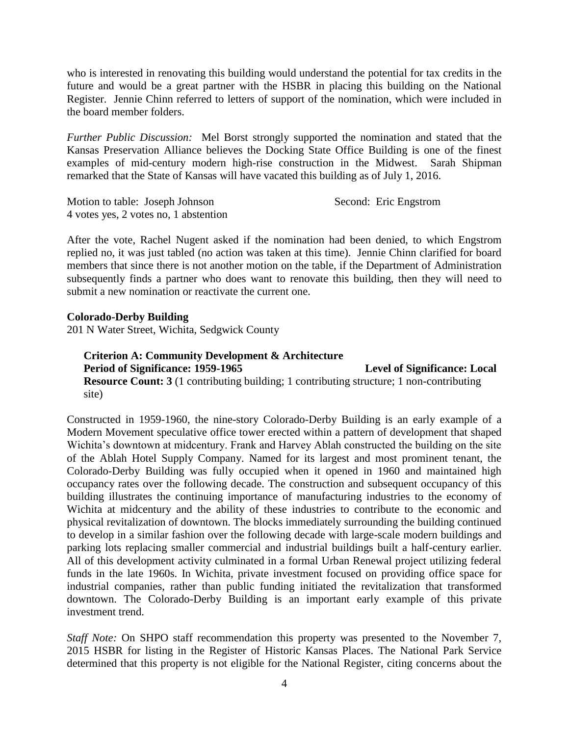who is interested in renovating this building would understand the potential for tax credits in the future and would be a great partner with the HSBR in placing this building on the National Register. Jennie Chinn referred to letters of support of the nomination, which were included in the board member folders.

*Further Public Discussion:* Mel Borst strongly supported the nomination and stated that the Kansas Preservation Alliance believes the Docking State Office Building is one of the finest examples of mid-century modern high-rise construction in the Midwest. Sarah Shipman remarked that the State of Kansas will have vacated this building as of July 1, 2016.

Motion to table: Joseph Johnson    Second: Eric Engstrom
4 votes yes, 2 votes no, 1 abstention

After the vote, Rachel Nugent asked if the nomination had been denied, to which Engstrom replied no, it was just tabled (no action was taken at this time). Jennie Chinn clarified for board members that since there is not another motion on the table, if the Department of Administration subsequently finds a partner who does want to renovate this building, then they will need to submit a new nomination or reactivate the current one.

**Colorado-Derby Building**
201 N Water Street, Wichita, Sedgwick County

**Criterion A: Community Development & Architecture**
**Period of Significance: 1959-1965**    **Level of Significance: Local**
**Resource Count: 3** (1 contributing building; 1 contributing structure; 1 non-contributing site)

Constructed in 1959-1960, the nine-story Colorado-Derby Building is an early example of a Modern Movement speculative office tower erected within a pattern of development that shaped Wichita's downtown at midcentury. Frank and Harvey Ablah constructed the building on the site of the Ablah Hotel Supply Company. Named for its largest and most prominent tenant, the Colorado-Derby Building was fully occupied when it opened in 1960 and maintained high occupancy rates over the following decade. The construction and subsequent occupancy of this building illustrates the continuing importance of manufacturing industries to the economy of Wichita at midcentury and the ability of these industries to contribute to the economic and physical revitalization of downtown. The blocks immediately surrounding the building continued to develop in a similar fashion over the following decade with large-scale modern buildings and parking lots replacing smaller commercial and industrial buildings built a half-century earlier. All of this development activity culminated in a formal Urban Renewal project utilizing federal funds in the late 1960s. In Wichita, private investment focused on providing office space for industrial companies, rather than public funding initiated the revitalization that transformed downtown. The Colorado-Derby Building is an important early example of this private investment trend.

*Staff Note:* On SHPO staff recommendation this property was presented to the November 7, 2015 HSBR for listing in the Register of Historic Kansas Places. The National Park Service determined that this property is not eligible for the National Register, citing concerns about the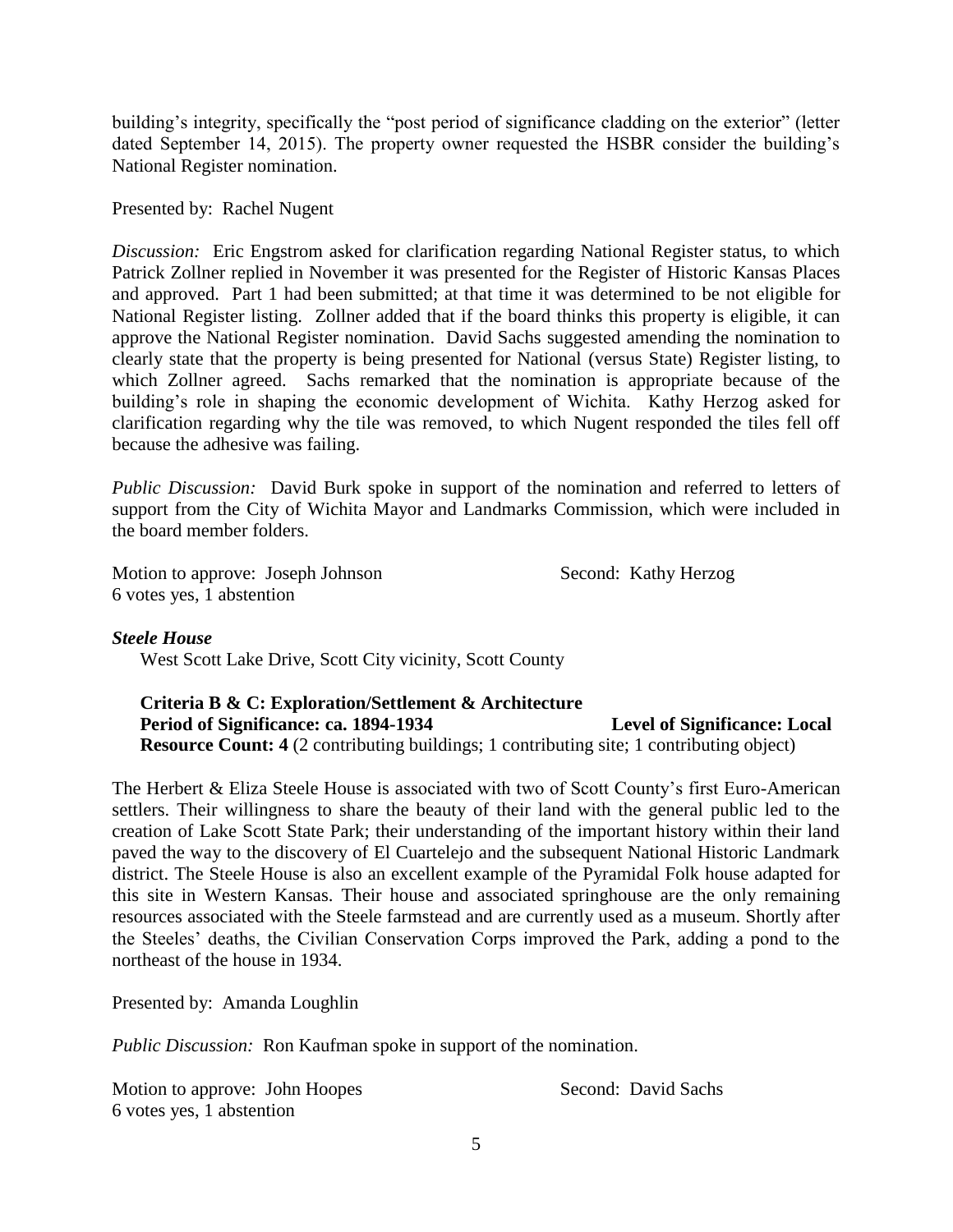building's integrity, specifically the "post period of significance cladding on the exterior" (letter dated September 14, 2015). The property owner requested the HSBR consider the building's National Register nomination.

Presented by: Rachel Nugent

*Discussion:* Eric Engstrom asked for clarification regarding National Register status, to which Patrick Zollner replied in November it was presented for the Register of Historic Kansas Places and approved. Part 1 had been submitted; at that time it was determined to be not eligible for National Register listing. Zollner added that if the board thinks this property is eligible, it can approve the National Register nomination. David Sachs suggested amending the nomination to clearly state that the property is being presented for National (versus State) Register listing, to which Zollner agreed. Sachs remarked that the nomination is appropriate because of the building's role in shaping the economic development of Wichita. Kathy Herzog asked for clarification regarding why the tile was removed, to which Nugent responded the tiles fell off because the adhesive was failing.

*Public Discussion:* David Burk spoke in support of the nomination and referred to letters of support from the City of Wichita Mayor and Landmarks Commission, which were included in the board member folders.

Motion to approve: Joseph Johnson Second: Kathy Herzog
6 votes yes, 1 abstention

***Steele House***

West Scott Lake Drive, Scott City vicinity, Scott County

**Criteria B & C: Exploration/Settlement & Architecture**
**Period of Significance: ca. 1894-1934** **Level of Significance: Local**
**Resource Count: 4** (2 contributing buildings; 1 contributing site; 1 contributing object)

The Herbert & Eliza Steele House is associated with two of Scott County's first Euro-American settlers. Their willingness to share the beauty of their land with the general public led to the creation of Lake Scott State Park; their understanding of the important history within their land paved the way to the discovery of El Cuartelejo and the subsequent National Historic Landmark district. The Steele House is also an excellent example of the Pyramidal Folk house adapted for this site in Western Kansas. Their house and associated springhouse are the only remaining resources associated with the Steele farmstead and are currently used as a museum. Shortly after the Steeles' deaths, the Civilian Conservation Corps improved the Park, adding a pond to the northeast of the house in 1934.

Presented by: Amanda Loughlin

*Public Discussion:* Ron Kaufman spoke in support of the nomination.

Motion to approve: John Hoopes Second: David Sachs
6 votes yes, 1 abstention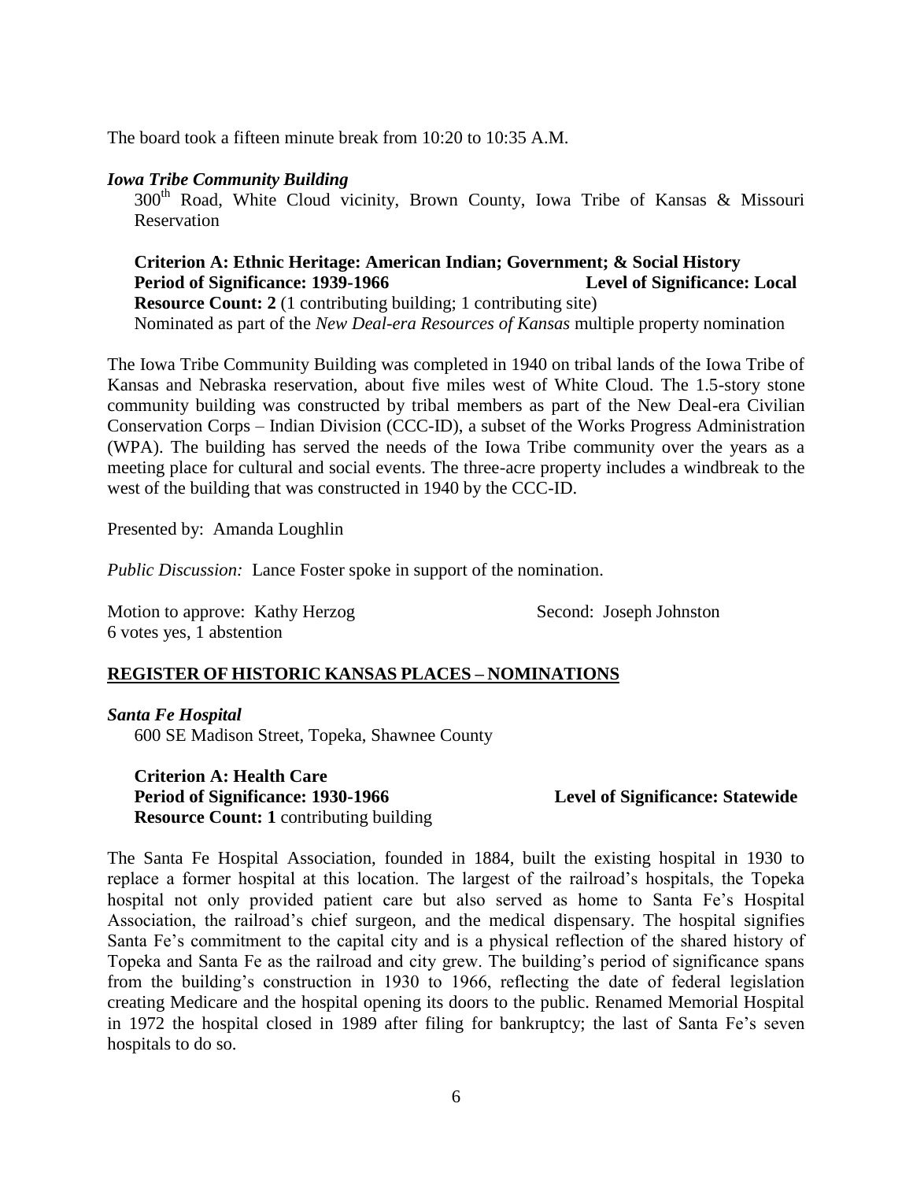The board took a fifteen minute break from 10:20 to 10:35 A.M.

***Iowa Tribe Community Building***

300th Road, White Cloud vicinity, Brown County, Iowa Tribe of Kansas & Missouri Reservation

**Criterion A: Ethnic Heritage: American Indian; Government; & Social History**
**Period of Significance: 1939-1966** **Level of Significance: Local**
**Resource Count: 2** (1 contributing building; 1 contributing site)
Nominated as part of the *New Deal-era Resources of Kansas* multiple property nomination

The Iowa Tribe Community Building was completed in 1940 on tribal lands of the Iowa Tribe of Kansas and Nebraska reservation, about five miles west of White Cloud. The 1.5-story stone community building was constructed by tribal members as part of the New Deal-era Civilian Conservation Corps – Indian Division (CCC-ID), a subset of the Works Progress Administration (WPA). The building has served the needs of the Iowa Tribe community over the years as a meeting place for cultural and social events. The three-acre property includes a windbreak to the west of the building that was constructed in 1940 by the CCC-ID.

Presented by: Amanda Loughlin

*Public Discussion:* Lance Foster spoke in support of the nomination.

Motion to approve: Kathy Herzog Second: Joseph Johnston
6 votes yes, 1 abstention

## REGISTER OF HISTORIC KANSAS PLACES – NOMINATIONS

***Santa Fe Hospital***

600 SE Madison Street, Topeka, Shawnee County

**Criterion A: Health Care**
**Period of Significance: 1930-1966** **Level of Significance: Statewide**
**Resource Count: 1** contributing building

The Santa Fe Hospital Association, founded in 1884, built the existing hospital in 1930 to replace a former hospital at this location. The largest of the railroad's hospitals, the Topeka hospital not only provided patient care but also served as home to Santa Fe's Hospital Association, the railroad's chief surgeon, and the medical dispensary. The hospital signifies Santa Fe's commitment to the capital city and is a physical reflection of the shared history of Topeka and Santa Fe as the railroad and city grew. The building's period of significance spans from the building's construction in 1930 to 1966, reflecting the date of federal legislation creating Medicare and the hospital opening its doors to the public. Renamed Memorial Hospital in 1972 the hospital closed in 1989 after filing for bankruptcy; the last of Santa Fe's seven hospitals to do so.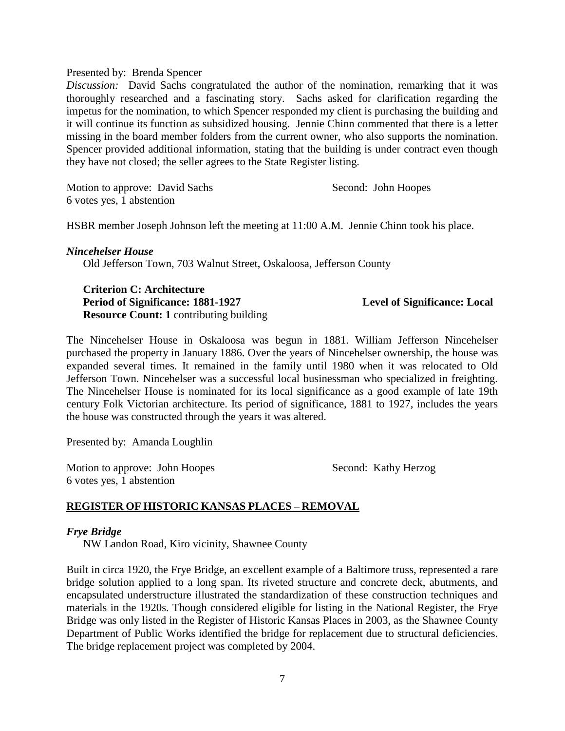Presented by: Brenda Spencer

*Discussion:* David Sachs congratulated the author of the nomination, remarking that it was thoroughly researched and a fascinating story. Sachs asked for clarification regarding the impetus for the nomination, to which Spencer responded my client is purchasing the building and it will continue its function as subsidized housing. Jennie Chinn commented that there is a letter missing in the board member folders from the current owner, who also supports the nomination. Spencer provided additional information, stating that the building is under contract even though they have not closed; the seller agrees to the State Register listing.

Motion to approve: David Sachs Second: John Hoopes
6 votes yes, 1 abstention

HSBR member Joseph Johnson left the meeting at 11:00 A.M. Jennie Chinn took his place.

***Nincehelser House***

Old Jefferson Town, 703 Walnut Street, Oskaloosa, Jefferson County

**Criterion C: Architecture**
**Period of Significance: 1881-1927** **Level of Significance: Local**
**Resource Count: 1** contributing building

The Nincehelser House in Oskaloosa was begun in 1881. William Jefferson Nincehelser purchased the property in January 1886. Over the years of Nincehelser ownership, the house was expanded several times. It remained in the family until 1980 when it was relocated to Old Jefferson Town. Nincehelser was a successful local businessman who specialized in freighting. The Nincehelser House is nominated for its local significance as a good example of late 19th century Folk Victorian architecture. Its period of significance, 1881 to 1927, includes the years the house was constructed through the years it was altered.

Presented by: Amanda Loughlin

Motion to approve: John Hoopes Second: Kathy Herzog
6 votes yes, 1 abstention

## REGISTER OF HISTORIC KANSAS PLACES – REMOVAL

***Frye Bridge***

NW Landon Road, Kiro vicinity, Shawnee County

Built in circa 1920, the Frye Bridge, an excellent example of a Baltimore truss, represented a rare bridge solution applied to a long span. Its riveted structure and concrete deck, abutments, and encapsulated understructure illustrated the standardization of these construction techniques and materials in the 1920s. Though considered eligible for listing in the National Register, the Frye Bridge was only listed in the Register of Historic Kansas Places in 2003, as the Shawnee County Department of Public Works identified the bridge for replacement due to structural deficiencies. The bridge replacement project was completed by 2004.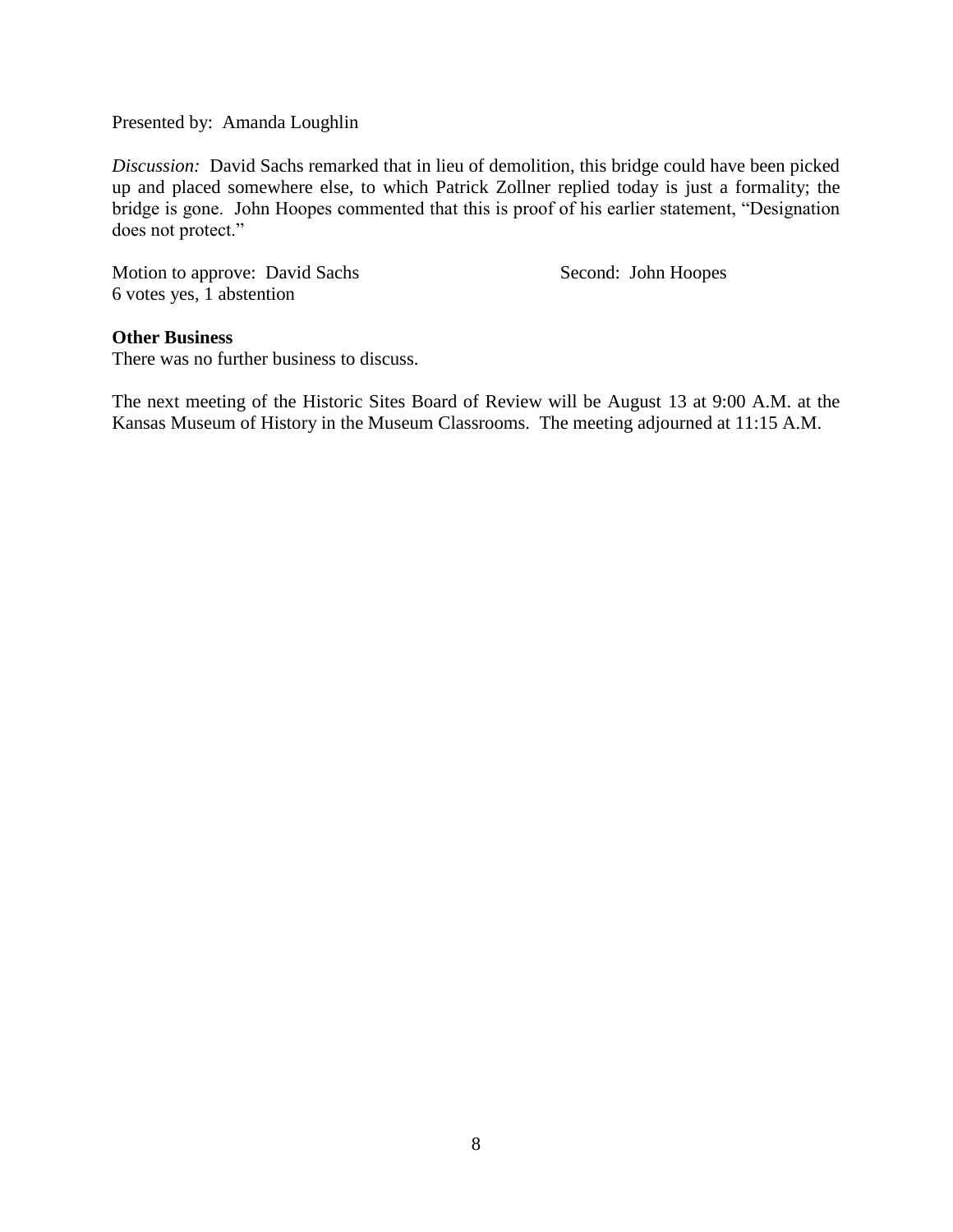Presented by: Amanda Loughlin

*Discussion:* David Sachs remarked that in lieu of demolition, this bridge could have been picked up and placed somewhere else, to which Patrick Zollner replied today is just a formality; the bridge is gone. John Hoopes commented that this is proof of his earlier statement, "Designation does not protect."

Motion to approve: David Sachs Second: John Hoopes
6 votes yes, 1 abstention

**Other Business**
There was no further business to discuss.

The next meeting of the Historic Sites Board of Review will be August 13 at 9:00 A.M. at the Kansas Museum of History in the Museum Classrooms. The meeting adjourned at 11:15 A.M.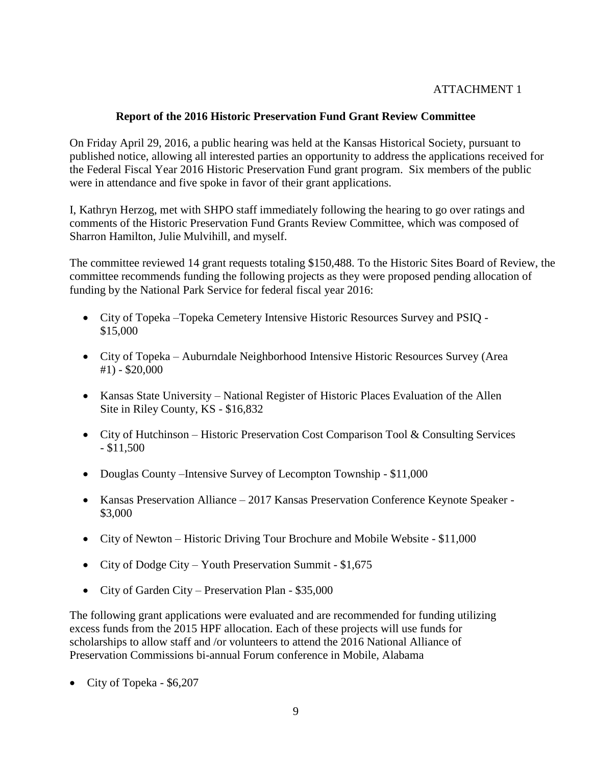ATTACHMENT 1

**Report of the 2016 Historic Preservation Fund Grant Review Committee**

On Friday April 29, 2016, a public hearing was held at the Kansas Historical Society, pursuant to published notice, allowing all interested parties an opportunity to address the applications received for the Federal Fiscal Year 2016 Historic Preservation Fund grant program. Six members of the public were in attendance and five spoke in favor of their grant applications.

I, Kathryn Herzog, met with SHPO staff immediately following the hearing to go over ratings and comments of the Historic Preservation Fund Grants Review Committee, which was composed of Sharron Hamilton, Julie Mulvihill, and myself.

The committee reviewed 14 grant requests totaling $150,488. To the Historic Sites Board of Review, the committee recommends funding the following projects as they were proposed pending allocation of funding by the National Park Service for federal fiscal year 2016:

- City of Topeka –Topeka Cemetery Intensive Historic Resources Survey and PSIQ - $15,000
- City of Topeka – Auburndale Neighborhood Intensive Historic Resources Survey (Area #1) - $20,000
- Kansas State University – National Register of Historic Places Evaluation of the Allen Site in Riley County, KS - $16,832
- City of Hutchinson – Historic Preservation Cost Comparison Tool & Consulting Services - $11,500
- Douglas County –Intensive Survey of Lecompton Township - $11,000
- Kansas Preservation Alliance – 2017 Kansas Preservation Conference Keynote Speaker - $3,000
- City of Newton – Historic Driving Tour Brochure and Mobile Website - $11,000
- City of Dodge City – Youth Preservation Summit - $1,675
- City of Garden City – Preservation Plan - $35,000

The following grant applications were evaluated and are recommended for funding utilizing excess funds from the 2015 HPF allocation. Each of these projects will use funds for scholarships to allow staff and /or volunteers to attend the 2016 National Alliance of Preservation Commissions bi-annual Forum conference in Mobile, Alabama

- City of Topeka - $6,207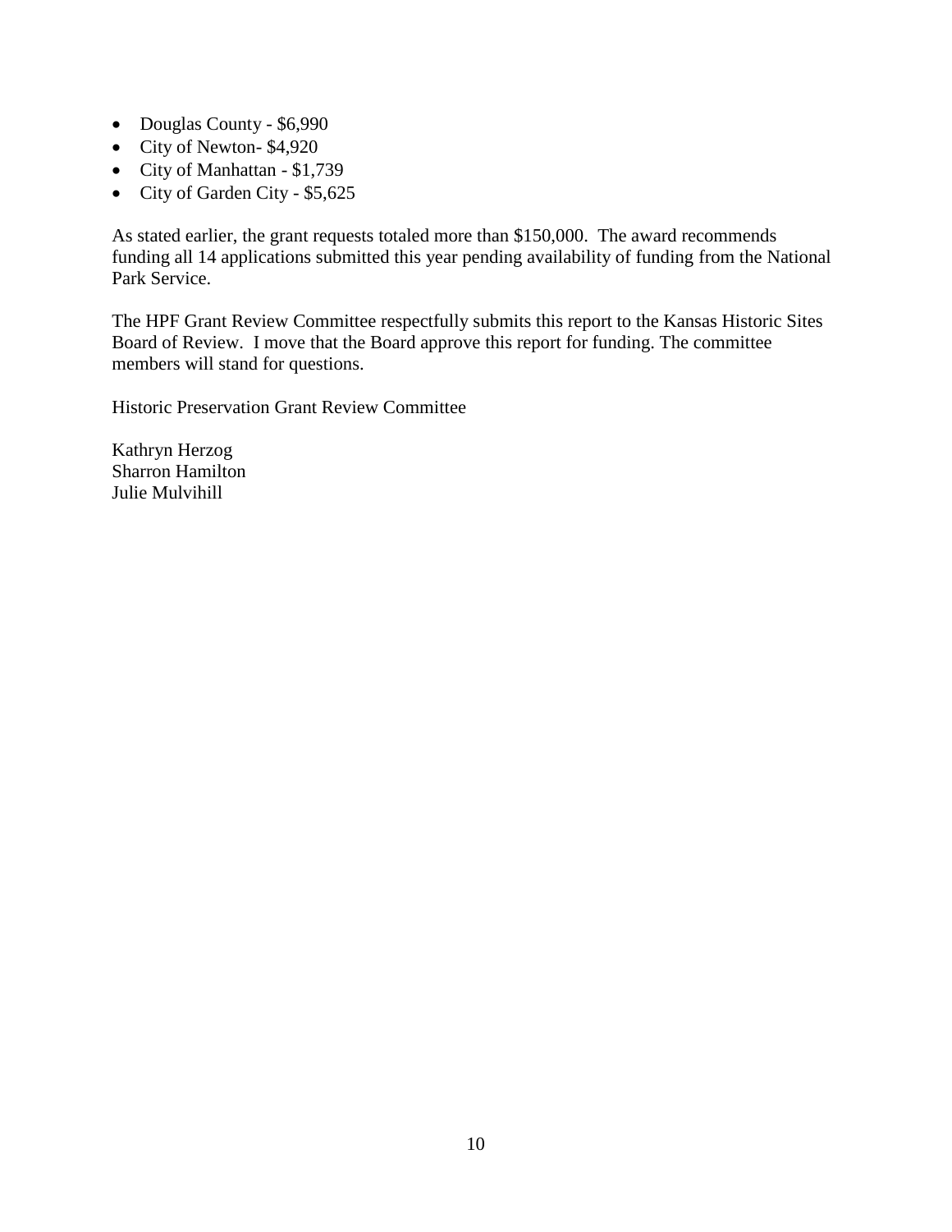- Douglas County - $6,990
- City of Newton- $4,920
- City of Manhattan - $1,739
- City of Garden City - $5,625

As stated earlier, the grant requests totaled more than $150,000. The award recommends funding all 14 applications submitted this year pending availability of funding from the National Park Service.

The HPF Grant Review Committee respectfully submits this report to the Kansas Historic Sites Board of Review. I move that the Board approve this report for funding. The committee members will stand for questions.

Historic Preservation Grant Review Committee

Kathryn Herzog
Sharron Hamilton
Julie Mulvihill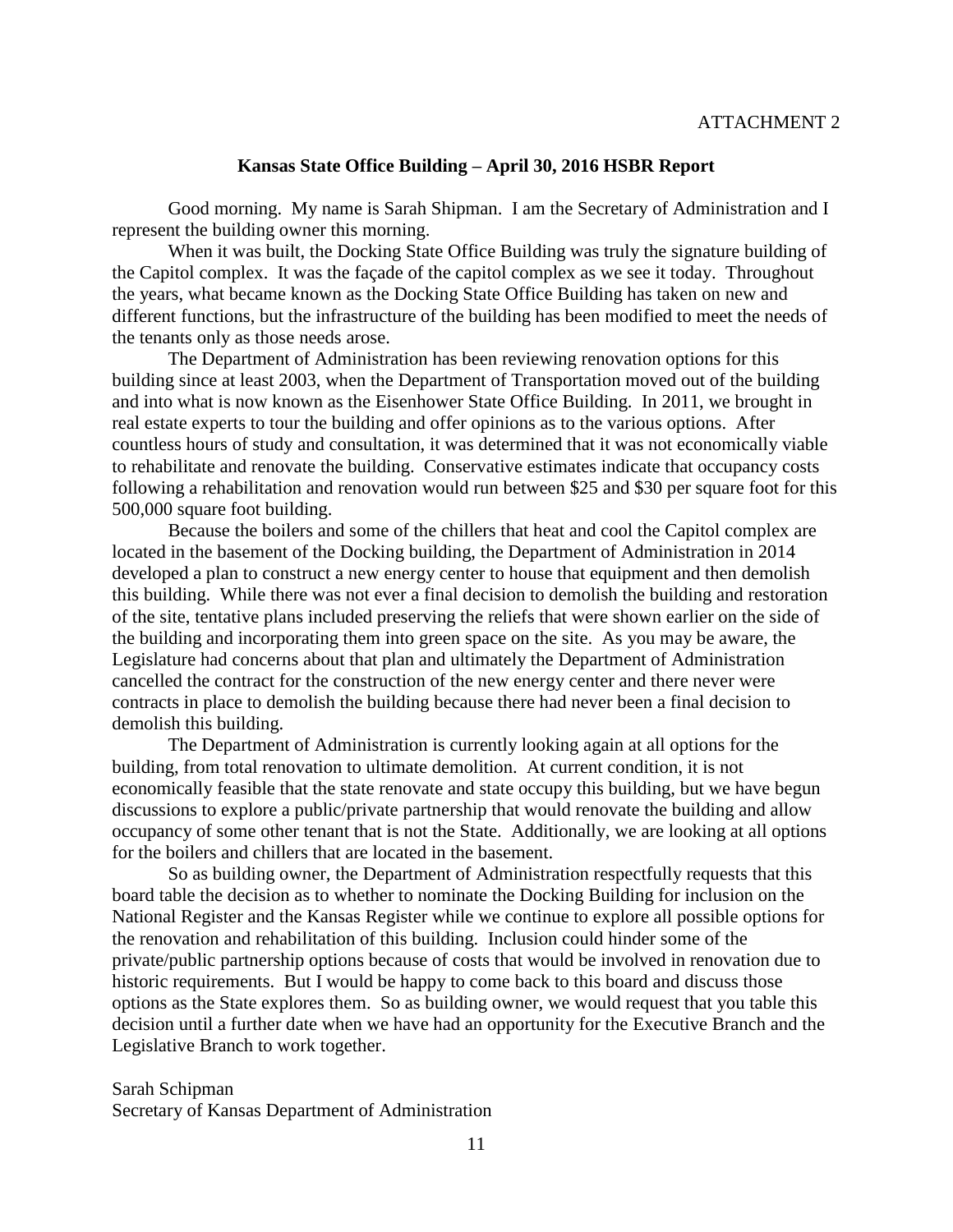ATTACHMENT 2

**Kansas State Office Building – April 30, 2016 HSBR Report**

Good morning. My name is Sarah Shipman. I am the Secretary of Administration and I represent the building owner this morning.

When it was built, the Docking State Office Building was truly the signature building of the Capitol complex. It was the façade of the capitol complex as we see it today. Throughout the years, what became known as the Docking State Office Building has taken on new and different functions, but the infrastructure of the building has been modified to meet the needs of the tenants only as those needs arose.

The Department of Administration has been reviewing renovation options for this building since at least 2003, when the Department of Transportation moved out of the building and into what is now known as the Eisenhower State Office Building. In 2011, we brought in real estate experts to tour the building and offer opinions as to the various options. After countless hours of study and consultation, it was determined that it was not economically viable to rehabilitate and renovate the building. Conservative estimates indicate that occupancy costs following a rehabilitation and renovation would run between $25 and $30 per square foot for this 500,000 square foot building.

Because the boilers and some of the chillers that heat and cool the Capitol complex are located in the basement of the Docking building, the Department of Administration in 2014 developed a plan to construct a new energy center to house that equipment and then demolish this building. While there was not ever a final decision to demolish the building and restoration of the site, tentative plans included preserving the reliefs that were shown earlier on the side of the building and incorporating them into green space on the site. As you may be aware, the Legislature had concerns about that plan and ultimately the Department of Administration cancelled the contract for the construction of the new energy center and there never were contracts in place to demolish the building because there had never been a final decision to demolish this building.

The Department of Administration is currently looking again at all options for the building, from total renovation to ultimate demolition. At current condition, it is not economically feasible that the state renovate and state occupy this building, but we have begun discussions to explore a public/private partnership that would renovate the building and allow occupancy of some other tenant that is not the State. Additionally, we are looking at all options for the boilers and chillers that are located in the basement.

So as building owner, the Department of Administration respectfully requests that this board table the decision as to whether to nominate the Docking Building for inclusion on the National Register and the Kansas Register while we continue to explore all possible options for the renovation and rehabilitation of this building. Inclusion could hinder some of the private/public partnership options because of costs that would be involved in renovation due to historic requirements. But I would be happy to come back to this board and discuss those options as the State explores them. So as building owner, we would request that you table this decision until a further date when we have had an opportunity for the Executive Branch and the Legislative Branch to work together.

Sarah Schipman
Secretary of Kansas Department of Administration